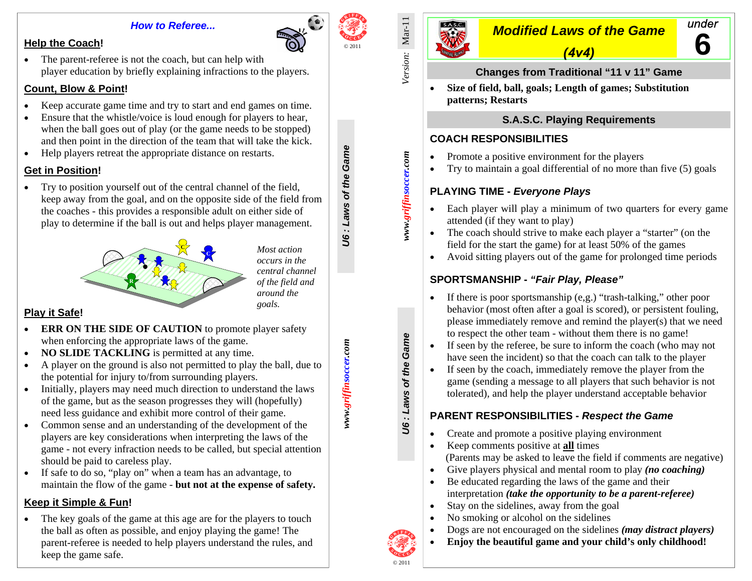## *How to Referee...*

### Help the Coach!

- The parent-referee is not the coach, but can help with player education by briefly explaining infractions to the players.

### Count, Blow & Point!

- Keep accurate game time and try to start and end games on time.
- Ensure that the whistle/voice is loud enough for players to hear, when the ball goes out of play (or the game needs to be stopped) and then point in the direction of the team that will take the kick.
- Help players retreat the appropriate distance on restarts.

### Get in Position!

- Try to position yourself out of the central channel of the field, keep away from the goal, and on the opposite side of the field from the coaches - this provides a responsible adult on either side of play to determine if the ball is out and helps player management.

*Most action occurs in the central channel of the field and around the goals.*

### Play it Safe!

- **ERR ON THE SIDE OF CAUTION** to promote player safety when enforcing the appropriate laws of the game.
- **NO SLIDE TACKLING** is permitted at any time.
- A player on the ground is also not permitted to play the ball, due to the potential for injury to/from surrounding players.
- Initially, players may need much direction to understand the laws of the game, but as the season progresses they will (hopefully) need less guidance and exhibit more control of their game.
- Common sense and an understanding of the development of the players are key considerations when interpreting the laws of the game - not every infraction needs to be called, but special attention should be paid to careless play.
- If safe to do so, "play on" when a team has an advantage, to maintain the flow of the game - **but not at the expense of safety.**

### Keep it Simple & Fun!

- The key goals of the game at this age are for the players to touch the ball as often as possible, and enjoy playing the game! The parent-referee is needed to help players understand the rules, and keep the game safe.

© 2011

**U6 : Laws of the Game**

*www.griffinsoccer.com*

*Version:* Mar-11

# *Modified Laws of the Game (4v4)*

under **6**

## Changes from Traditional "11 v 11" Game

- **Size of field, ball, goals; Length of games; Substitution patterns; Restarts**

## S.A.S.C. Playing Requirements

### COACH RESPONSIBILITIES

- Promote a positive environment for the players
- Try to maintain a goal differential of no more than five (5) goals

### PLAYING TIME - *Everyone Plays*

- Each player will play a minimum of two quarters for every game attended (if they want to play)
- The coach should strive to make each player a "starter" (on the field for the start the game) for at least 50% of the games
- Avoid sitting players out of the game for prolonged time periods

### SPORTSMANSHIP - *"Fair Play, Please"*

- If there is poor sportsmanship (e,g.) "trash-talking," other poor behavior (most often after a goal is scored), or persistent fouling, please immediately remove and remind the player(s) that we need to respect the other team - without them there is no game!
- If seen by the referee, be sure to inform the coach (who may not have seen the incident) so that the coach can talk to the player
- If seen by the coach, immediately remove the player from the game (sending a message to all players that such behavior is not tolerated), and help the player understand acceptable behavior

### PARENT RESPONSIBILITIES - *Respect the Game*

- Create and promote a positive playing environment
- Keep comments positive at **all** times
  (Parents may be asked to leave the field if comments are negative)
- Give players physical and mental room to play ***(no coaching)***
- Be educated regarding the laws of the game and their interpretation ***(take the opportunity to be a parent-referee)***
- Stay on the sidelines, away from the goal
- No smoking or alcohol on the sidelines
- Dogs are not encouraged on the sidelines ***(may distract players)***
- **Enjoy the beautiful game and your child's only childhood!**

© 2011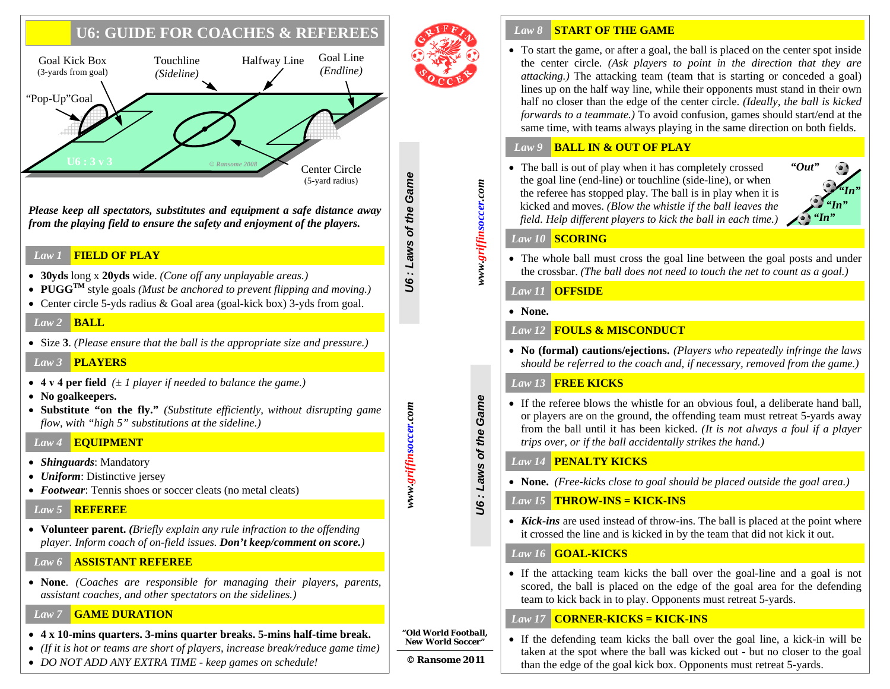# U6: GUIDE FOR COACHES & REFEREES

Goal Kick Box (3-yards from goal)
Touchline *(Sideline)*
Halfway Line
Goal Line *(Endline)*
"Pop-Up"Goal
U6 : 3 v 3
© Ransome 2008
Center Circle (5-yard radius)

***Please keep all spectators, substitutes and equipment a safe distance away from the playing field to ensure the safety and enjoyment of the players.***

## *Law 1* FIELD OF PLAY

- **30yds** long x **20yds** wide. *(Cone off any unplayable areas.)*
- **PUGG™** style goals *(Must be anchored to prevent flipping and moving.)*
- Center circle 5-yds radius & Goal area (goal-kick box) 3-yds from goal.

## *Law 2* BALL

- Size **3**. *(Please ensure that the ball is the appropriate size and pressure.)*

## *Law 3* PLAYERS

- **4 v 4 per field** *(± 1 player if needed to balance the game.)*
- **No goalkeepers.**
- **Substitute "on the fly."** *(Substitute efficiently, without disrupting game flow, with "high 5" substitutions at the sideline.)*

## *Law 4* EQUIPMENT

- ***Shinguards***: Mandatory
- ***Uniform***: Distinctive jersey
- ***Footwear***: Tennis shoes or soccer cleats (no metal cleats)

## *Law 5* REFEREE

- **Volunteer parent.** *(Briefly explain any rule infraction to the offending player. Inform coach of on-field issues.* ***Don't keep/comment on score.)***

## *Law 6* ASSISTANT REFEREE

- **None**. *(Coaches are responsible for managing their players, parents, assistant coaches, and other spectators on the sidelines.)*

## *Law 7* GAME DURATION

- **4 x 10-mins quarters. 3-mins quarter breaks. 5-mins half-time break.**
- *(If it is hot or teams are short of players, increase break/reduce game time)*
- *DO NOT ADD ANY EXTRA TIME - keep games on schedule!*

U6 : Laws of the Game

www.griffinsoccer.com

"Old World Football, New World Soccer"

© Ransome 2011

## *Law 8* START OF THE GAME

- To start the game, or after a goal, the ball is placed on the center spot inside the center circle. *(Ask players to point in the direction that they are attacking.)* The attacking team (team that is starting or conceded a goal) lines up on the half way line, while their opponents must stand in their own half no closer than the edge of the center circle. *(Ideally, the ball is kicked forwards to a teammate.)* To avoid confusion, games should start/end at the same time, with teams always playing in the same direction on both fields.

## *Law 9* BALL IN & OUT OF PLAY

- The ball is out of play when it has completely crossed the goal line (end-line) or touchline (side-line), or when the referee has stopped play. The ball is in play when it is kicked and moves. *(Blow the whistle if the ball leaves the field. Help different players to kick the ball in each time.)*

"Out" "In" "In" "In"

## *Law 10* SCORING

- The whole ball must cross the goal line between the goal posts and under the crossbar. *(The ball does not need to touch the net to count as a goal.)*

## *Law 11* OFFSIDE

- **None.**

## *Law 12* FOULS & MISCONDUCT

- **No (formal) cautions/ejections.** *(Players who repeatedly infringe the laws should be referred to the coach and, if necessary, removed from the game.)*

## *Law 13* FREE KICKS

- If the referee blows the whistle for an obvious foul, a deliberate hand ball, or players are on the ground, the offending team must retreat 5-yards away from the ball until it has been kicked. *(It is not always a foul if a player trips over, or if the ball accidentally strikes the hand.)*

## *Law 14* PENALTY KICKS

- **None.** *(Free-kicks close to goal should be placed outside the goal area.)*

## *Law 15* THROW-INS = KICK-INS

- ***Kick-ins*** are used instead of throw-ins. The ball is placed at the point where it crossed the line and is kicked in by the team that did not kick it out.

## *Law 16* GOAL-KICKS

- If the attacking team kicks the ball over the goal-line and a goal is not scored, the ball is placed on the edge of the goal area for the defending team to kick back in to play. Opponents must retreat 5-yards.

## *Law 17* CORNER-KICKS = KICK-INS

- If the defending team kicks the ball over the goal line, a kick-in will be taken at the spot where the ball was kicked out - but no closer to the goal than the edge of the goal kick box. Opponents must retreat 5-yards.